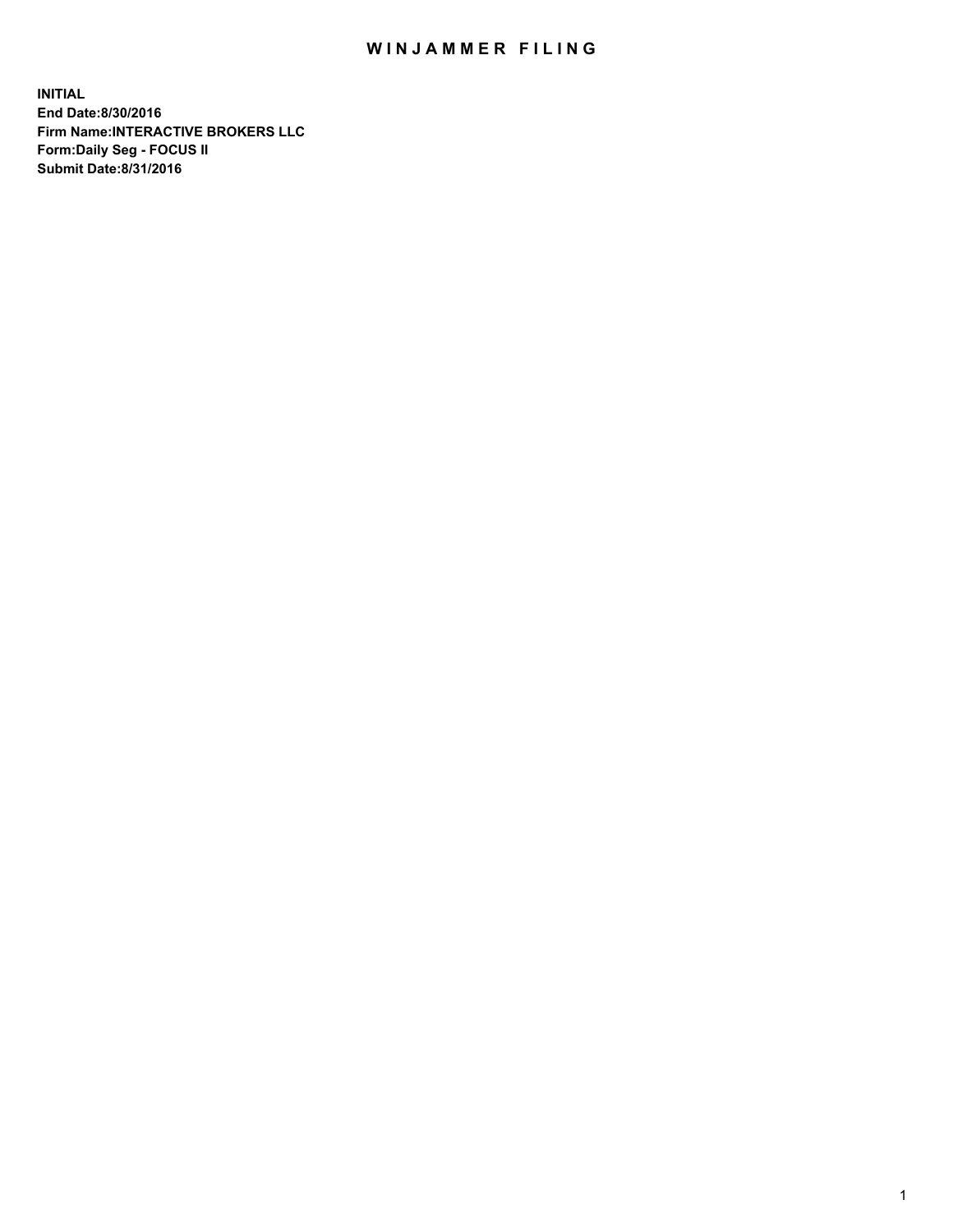# WINJAMMER FILING

**INITIAL**
**End Date:8/30/2016**
**Firm Name:INTERACTIVE BROKERS LLC**
**Form:Daily Seg - FOCUS II**
**Submit Date:8/31/2016**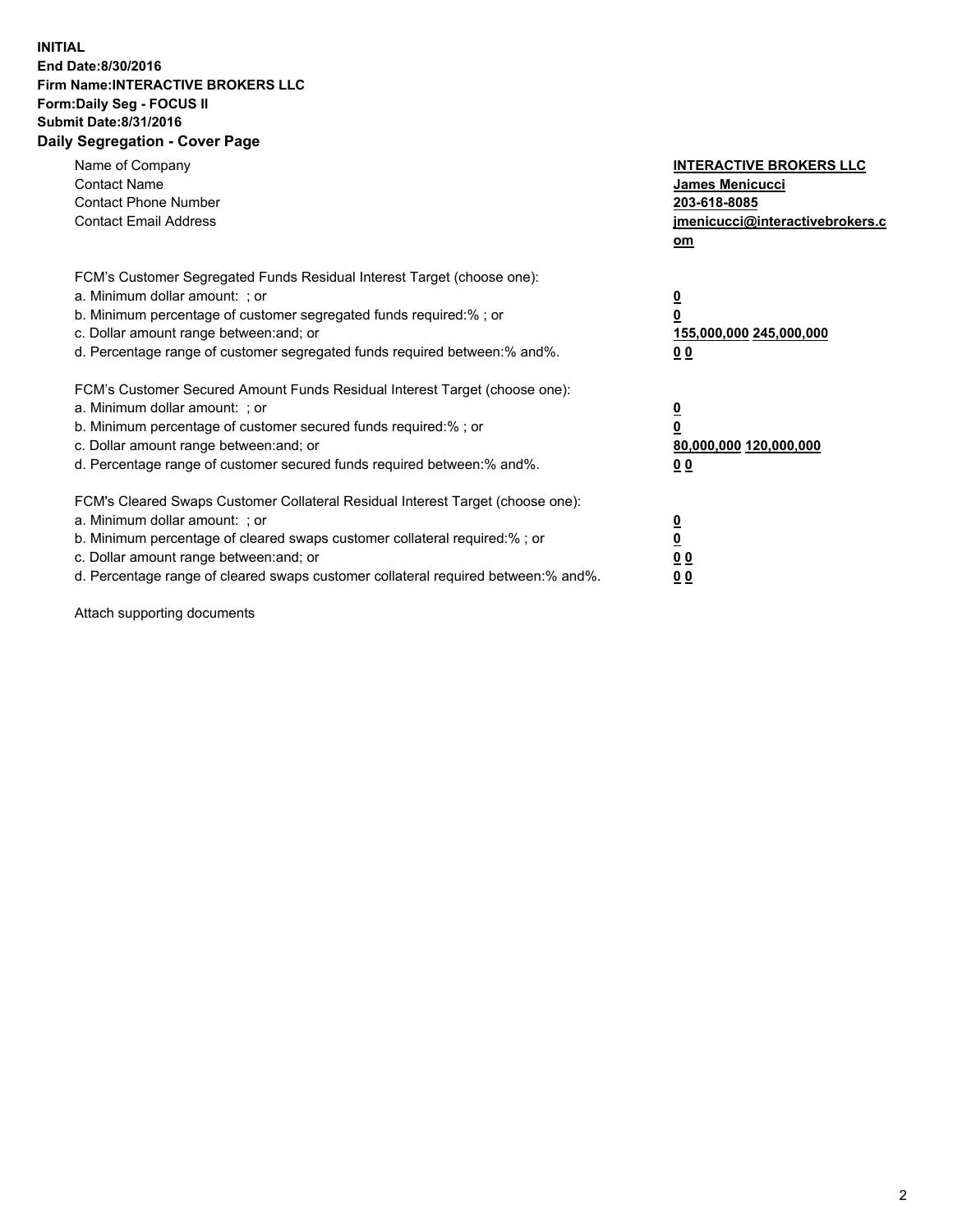**INITIAL**
**End Date:8/30/2016**
**Firm Name:INTERACTIVE BROKERS LLC**
**Form:Daily Seg - FOCUS II**
**Submit Date:8/31/2016**
**Daily Segregation - Cover Page**

| | |
|---|---|
| Name of Company | **INTERACTIVE BROKERS LLC** |
| Contact Name | **James Menicucci** |
| Contact Phone Number | **203-618-8085** |
| Contact Email Address | **jmenicucci@interactivebrokers.com** |

FCM's Customer Segregated Funds Residual Interest Target (choose one):

| | |
|---|---|
| a. Minimum dollar amount: ; or | **0** |
| b. Minimum percentage of customer segregated funds required:% ; or | **0** |
| c. Dollar amount range between:and; or | **155,000,000** **245,000,000** |
| d. Percentage range of customer segregated funds required between:% and%. | **0** **0** |

FCM's Customer Secured Amount Funds Residual Interest Target (choose one):

| | |
|---|---|
| a. Minimum dollar amount: ; or | **0** |
| b. Minimum percentage of customer secured funds required:% ; or | **0** |
| c. Dollar amount range between:and; or | **80,000,000** **120,000,000** |
| d. Percentage range of customer secured funds required between:% and%. | **0** **0** |

FCM's Cleared Swaps Customer Collateral Residual Interest Target (choose one):

| | |
|---|---|
| a. Minimum dollar amount: ; or | **0** |
| b. Minimum percentage of cleared swaps customer collateral required:% ; or | **0** |
| c. Dollar amount range between:and; or | **0** **0** |
| d. Percentage range of cleared swaps customer collateral required between:% and%. | **0** **0** |

Attach supporting documents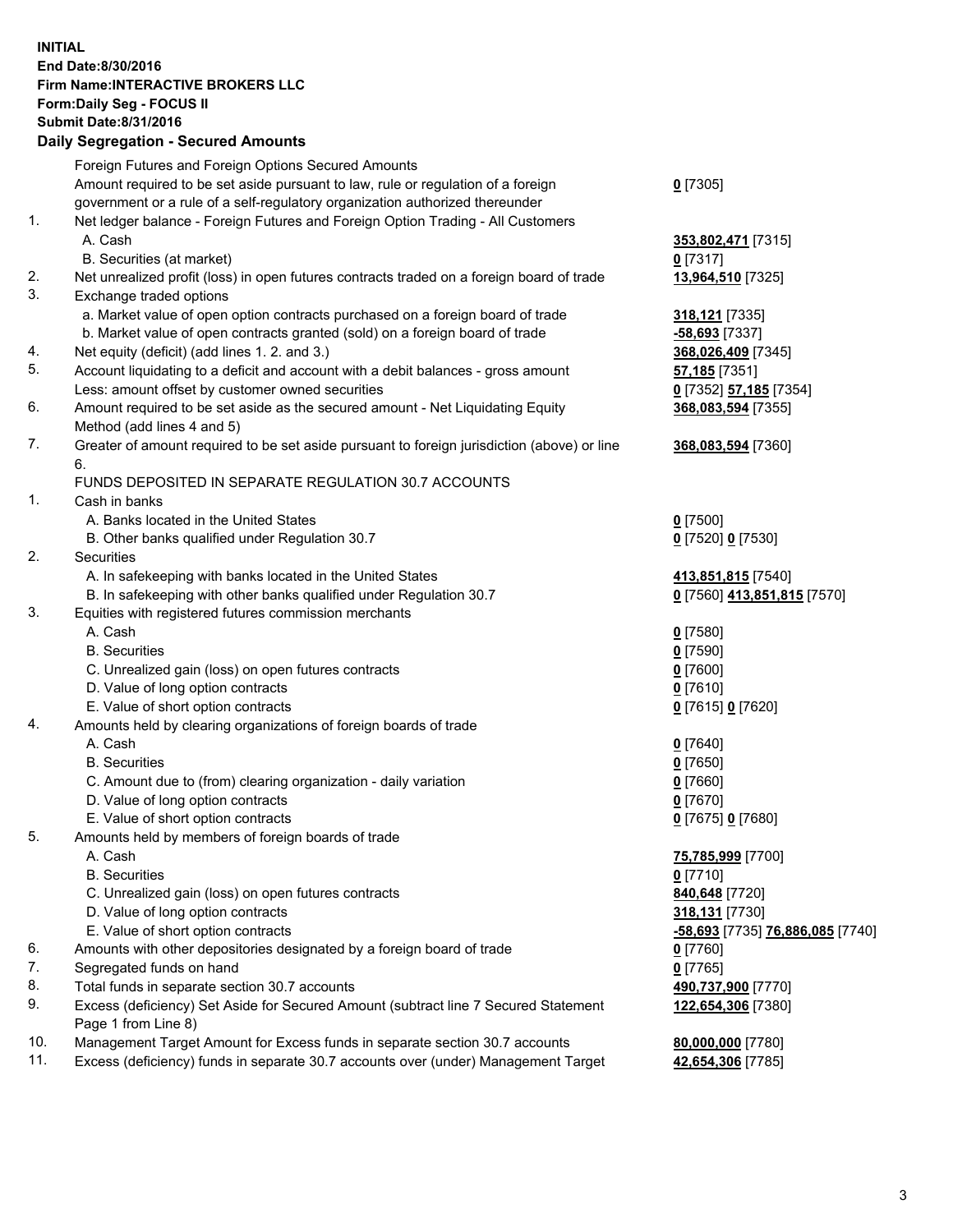**INITIAL**
**End Date:8/30/2016**
**Firm Name:INTERACTIVE BROKERS LLC**
**Form:Daily Seg - FOCUS II**
**Submit Date:8/31/2016**
**Daily Segregation - Secured Amounts**

| | | |
|---|---|---|
| | Foreign Futures and Foreign Options Secured Amounts | |
| | Amount required to be set aside pursuant to law, rule or regulation of a foreign government or a rule of a self-regulatory organization authorized thereunder | **0** [7305] |
| 1. | Net ledger balance - Foreign Futures and Foreign Option Trading - All Customers | |
| | A. Cash | **353,802,471** [7315] |
| | B. Securities (at market) | **0** [7317] |
| 2. | Net unrealized profit (loss) in open futures contracts traded on a foreign board of trade | **13,964,510** [7325] |
| 3. | Exchange traded options | |
| | a. Market value of open option contracts purchased on a foreign board of trade | **318,121** [7335] |
| | b. Market value of open contracts granted (sold) on a foreign board of trade | **-58,693** [7337] |
| 4. | Net equity (deficit) (add lines 1. 2. and 3.) | **368,026,409** [7345] |
| 5. | Account liquidating to a deficit and account with a debit balances - gross amount | **57,185** [7351] |
| | Less: amount offset by customer owned securities | **0** [7352] **57,185** [7354] |
| 6. | Amount required to be set aside as the secured amount - Net Liquidating Equity Method (add lines 4 and 5) | **368,083,594** [7355] |
| 7. | Greater of amount required to be set aside pursuant to foreign jurisdiction (above) or line 6. | **368,083,594** [7360] |
| | FUNDS DEPOSITED IN SEPARATE REGULATION 30.7 ACCOUNTS | |
| 1. | Cash in banks | |
| | A. Banks located in the United States | **0** [7500] |
| | B. Other banks qualified under Regulation 30.7 | **0** [7520] **0** [7530] |
| 2. | Securities | |
| | A. In safekeeping with banks located in the United States | **413,851,815** [7540] |
| | B. In safekeeping with other banks qualified under Regulation 30.7 | **0** [7560] **413,851,815** [7570] |
| 3. | Equities with registered futures commission merchants | |
| | A. Cash | **0** [7580] |
| | B. Securities | **0** [7590] |
| | C. Unrealized gain (loss) on open futures contracts | **0** [7600] |
| | D. Value of long option contracts | **0** [7610] |
| | E. Value of short option contracts | **0** [7615] **0** [7620] |
| 4. | Amounts held by clearing organizations of foreign boards of trade | |
| | A. Cash | **0** [7640] |
| | B. Securities | **0** [7650] |
| | C. Amount due to (from) clearing organization - daily variation | **0** [7660] |
| | D. Value of long option contracts | **0** [7670] |
| | E. Value of short option contracts | **0** [7675] **0** [7680] |
| 5. | Amounts held by members of foreign boards of trade | |
| | A. Cash | **75,785,999** [7700] |
| | B. Securities | **0** [7710] |
| | C. Unrealized gain (loss) on open futures contracts | **840,648** [7720] |
| | D. Value of long option contracts | **318,131** [7730] |
| | E. Value of short option contracts | **-58,693** [7735] **76,886,085** [7740] |
| 6. | Amounts with other depositories designated by a foreign board of trade | **0** [7760] |
| 7. | Segregated funds on hand | **0** [7765] |
| 8. | Total funds in separate section 30.7 accounts | **490,737,900** [7770] |
| 9. | Excess (deficiency) Set Aside for Secured Amount (subtract line 7 Secured Statement Page 1 from Line 8) | **122,654,306** [7380] |
| 10. | Management Target Amount for Excess funds in separate section 30.7 accounts | **80,000,000** [7780] |
| 11. | Excess (deficiency) funds in separate 30.7 accounts over (under) Management Target | **42,654,306** [7785] |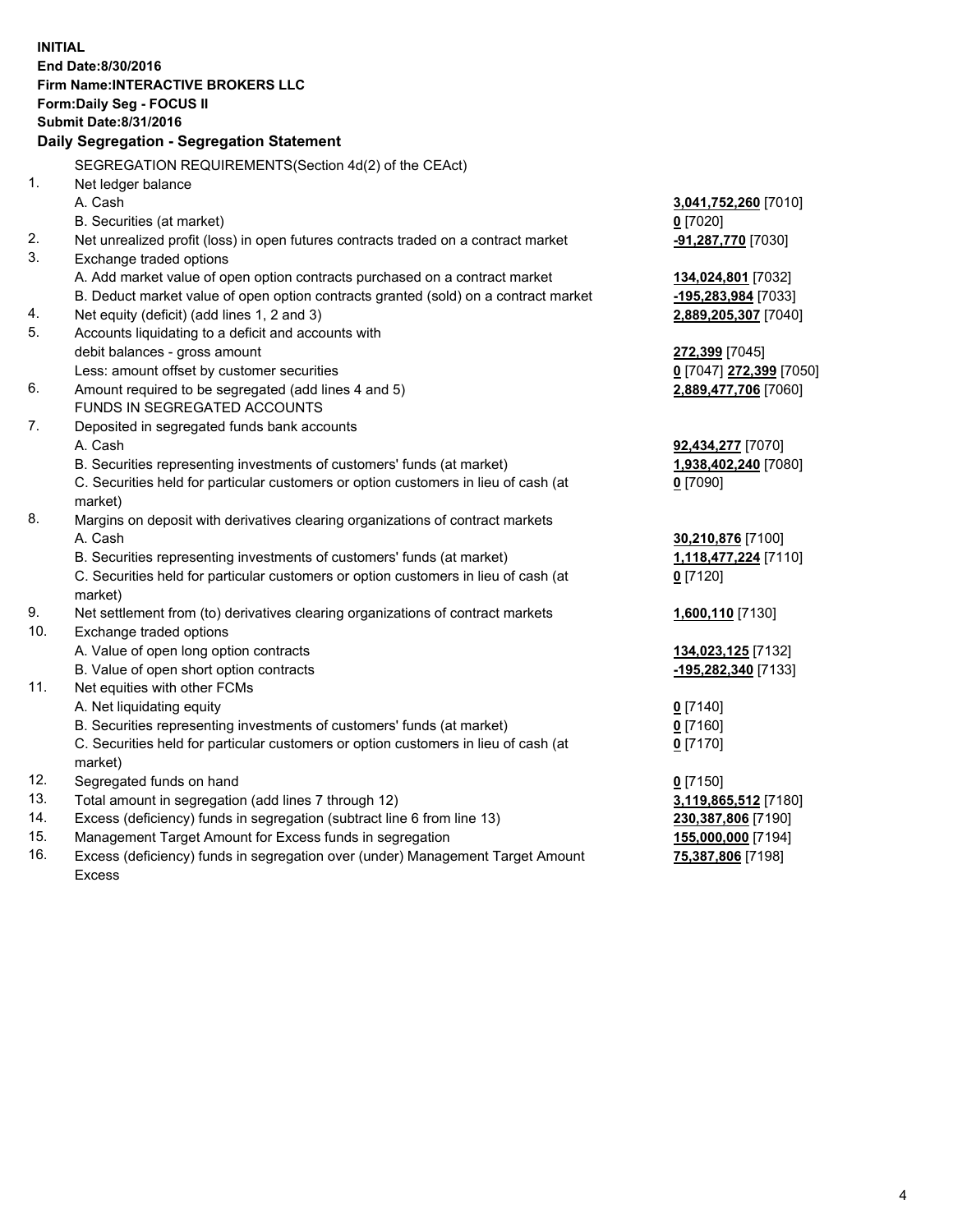**INITIAL**
**End Date:8/30/2016**
**Firm Name:INTERACTIVE BROKERS LLC**
**Form:Daily Seg - FOCUS II**
**Submit Date:8/31/2016**

**Daily Segregation - Segregation Statement**

SEGREGATION REQUIREMENTS(Section 4d(2) of the CEAct)

| | | |
|---|---|---|
| 1. | Net ledger balance | |
| | A. Cash | **3,041,752,260** [7010] |
| | B. Securities (at market) | **0** [7020] |
| 2. | Net unrealized profit (loss) in open futures contracts traded on a contract market | **-91,287,770** [7030] |
| 3. | Exchange traded options | |
| | A. Add market value of open option contracts purchased on a contract market | **134,024,801** [7032] |
| | B. Deduct market value of open option contracts granted (sold) on a contract market | **-195,283,984** [7033] |
| 4. | Net equity (deficit) (add lines 1, 2 and 3) | **2,889,205,307** [7040] |
| 5. | Accounts liquidating to a deficit and accounts with | |
| | debit balances - gross amount | **272,399** [7045] |
| | Less: amount offset by customer securities | **0** [7047] **272,399** [7050] |
| 6. | Amount required to be segregated (add lines 4 and 5) | **2,889,477,706** [7060] |
| | FUNDS IN SEGREGATED ACCOUNTS | |
| 7. | Deposited in segregated funds bank accounts | |
| | A. Cash | **92,434,277** [7070] |
| | B. Securities representing investments of customers' funds (at market) | **1,938,402,240** [7080] |
| | C. Securities held for particular customers or option customers in lieu of cash (at market) | **0** [7090] |
| 8. | Margins on deposit with derivatives clearing organizations of contract markets | |
| | A. Cash | **30,210,876** [7100] |
| | B. Securities representing investments of customers' funds (at market) | **1,118,477,224** [7110] |
| | C. Securities held for particular customers or option customers in lieu of cash (at market) | **0** [7120] |
| 9. | Net settlement from (to) derivatives clearing organizations of contract markets | **1,600,110** [7130] |
| 10. | Exchange traded options | |
| | A. Value of open long option contracts | **134,023,125** [7132] |
| | B. Value of open short option contracts | **-195,282,340** [7133] |
| 11. | Net equities with other FCMs | |
| | A. Net liquidating equity | **0** [7140] |
| | B. Securities representing investments of customers' funds (at market) | **0** [7160] |
| | C. Securities held for particular customers or option customers in lieu of cash (at market) | **0** [7170] |
| 12. | Segregated funds on hand | **0** [7150] |
| 13. | Total amount in segregation (add lines 7 through 12) | **3,119,865,512** [7180] |
| 14. | Excess (deficiency) funds in segregation (subtract line 6 from line 13) | **230,387,806** [7190] |
| 15. | Management Target Amount for Excess funds in segregation | **155,000,000** [7194] |
| 16. | Excess (deficiency) funds in segregation over (under) Management Target Amount Excess | **75,387,806** [7198] |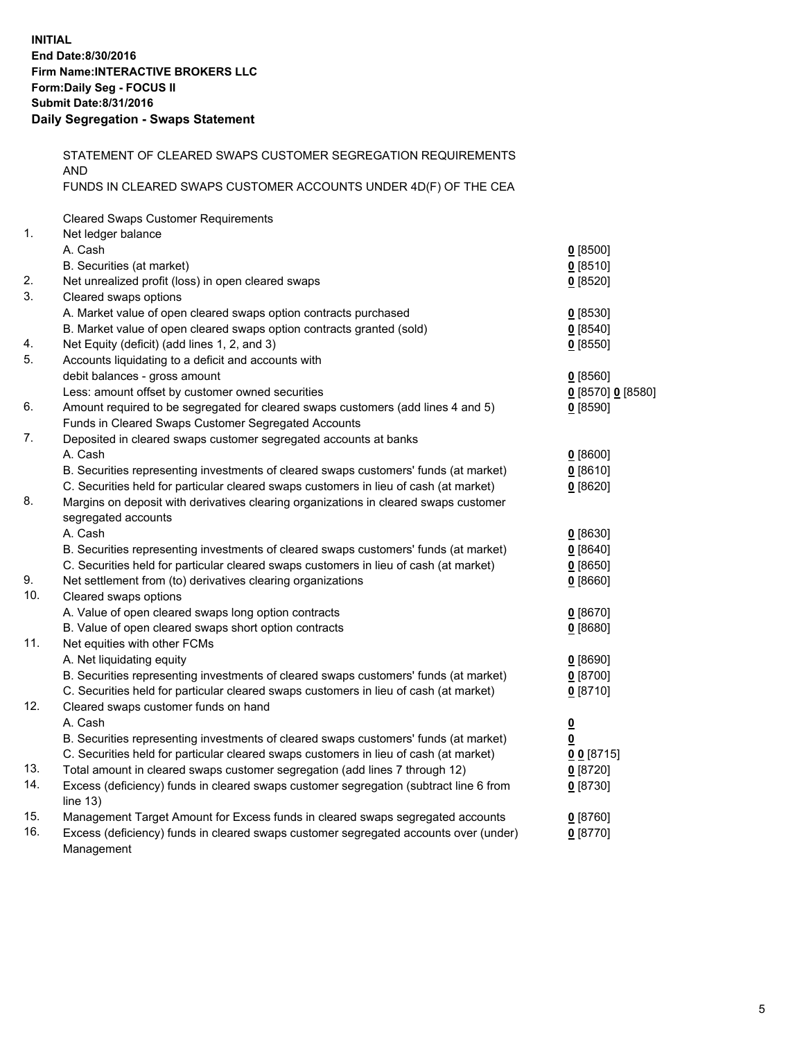**INITIAL**
**End Date:8/30/2016**
**Firm Name:INTERACTIVE BROKERS LLC**
**Form:Daily Seg - FOCUS II**
**Submit Date:8/31/2016**
**Daily Segregation - Swaps Statement**

STATEMENT OF CLEARED SWAPS CUSTOMER SEGREGATION REQUIREMENTS AND FUNDS IN CLEARED SWAPS CUSTOMER ACCOUNTS UNDER 4D(F) OF THE CEA

| | | |
|---|---|---|
| | Cleared Swaps Customer Requirements | |
| 1. | Net ledger balance | |
| | A. Cash | 0 [8500] |
| | B. Securities (at market) | 0 [8510] |
| 2. | Net unrealized profit (loss) in open cleared swaps | 0 [8520] |
| 3. | Cleared swaps options | |
| | A. Market value of open cleared swaps option contracts purchased | 0 [8530] |
| | B. Market value of open cleared swaps option contracts granted (sold) | 0 [8540] |
| 4. | Net Equity (deficit) (add lines 1, 2, and 3) | 0 [8550] |
| 5. | Accounts liquidating to a deficit and accounts with debit balances - gross amount | 0 [8560] |
| | Less: amount offset by customer owned securities | 0 [8570] 0 [8580] |
| 6. | Amount required to be segregated for cleared swaps customers (add lines 4 and 5) | 0 [8590] |
| | Funds in Cleared Swaps Customer Segregated Accounts | |
| 7. | Deposited in cleared swaps customer segregated accounts at banks | |
| | A. Cash | 0 [8600] |
| | B. Securities representing investments of cleared swaps customers' funds (at market) | 0 [8610] |
| | C. Securities held for particular cleared swaps customers in lieu of cash (at market) | 0 [8620] |
| 8. | Margins on deposit with derivatives clearing organizations in cleared swaps customer segregated accounts | |
| | A. Cash | 0 [8630] |
| | B. Securities representing investments of cleared swaps customers' funds (at market) | 0 [8640] |
| | C. Securities held for particular cleared swaps customers in lieu of cash (at market) | 0 [8650] |
| 9. | Net settlement from (to) derivatives clearing organizations | 0 [8660] |
| 10. | Cleared swaps options | |
| | A. Value of open cleared swaps long option contracts | 0 [8670] |
| | B. Value of open cleared swaps short option contracts | 0 [8680] |
| 11. | Net equities with other FCMs | |
| | A. Net liquidating equity | 0 [8690] |
| | B. Securities representing investments of cleared swaps customers' funds (at market) | 0 [8700] |
| | C. Securities held for particular cleared swaps customers in lieu of cash (at market) | 0 [8710] |
| 12. | Cleared swaps customer funds on hand | |
| | A. Cash | 0 |
| | B. Securities representing investments of cleared swaps customers' funds (at market) | 0 |
| | C. Securities held for particular cleared swaps customers in lieu of cash (at market) | 0 0 [8715] |
| 13. | Total amount in cleared swaps customer segregation (add lines 7 through 12) | 0 [8720] |
| 14. | Excess (deficiency) funds in cleared swaps customer segregation (subtract line 6 from line 13) | 0 [8730] |
| 15. | Management Target Amount for Excess funds in cleared swaps segregated accounts | 0 [8760] |
| 16. | Excess (deficiency) funds in cleared swaps customer segregated accounts over (under) Management | 0 [8770] |